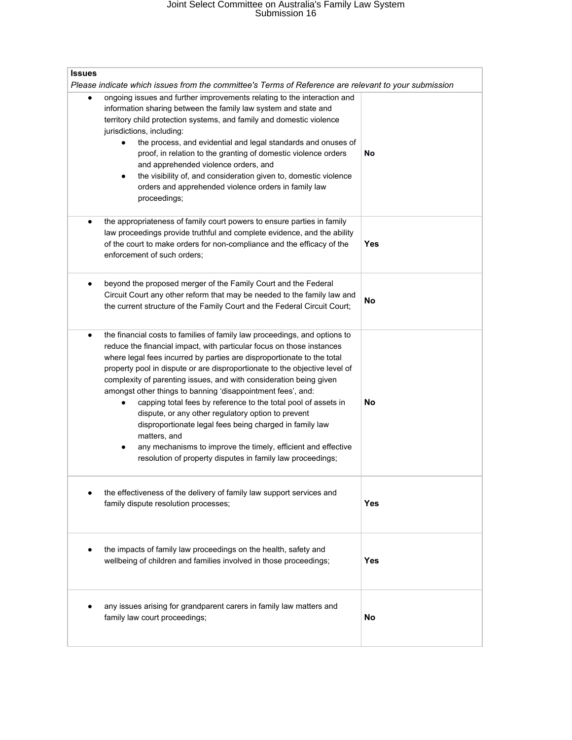| **Issues**<br>*Please indicate which issues from the committee's Terms of Reference are relevant to your submission* | |
|---|---|
| • ongoing issues and further improvements relating to the interaction and information sharing between the family law system and state and territory child protection systems, and family and domestic violence jurisdictions, including:<br>  ◦ the process, and evidential and legal standards and onuses of proof, in relation to the granting of domestic violence orders and apprehended violence orders, and<br>  ◦ the visibility of, and consideration given to, domestic violence orders and apprehended violence orders in family law proceedings; | **No** |
| • the appropriateness of family court powers to ensure parties in family law proceedings provide truthful and complete evidence, and the ability of the court to make orders for non-compliance and the efficacy of the enforcement of such orders; | **Yes** |
| • beyond the proposed merger of the Family Court and the Federal Circuit Court any other reform that may be needed to the family law and the current structure of the Family Court and the Federal Circuit Court; | **No** |
| • the financial costs to families of family law proceedings, and options to reduce the financial impact, with particular focus on those instances where legal fees incurred by parties are disproportionate to the total property pool in dispute or are disproportionate to the objective level of complexity of parenting issues, and with consideration being given amongst other things to banning 'disappointment fees', and:<br>  ◦ capping total fees by reference to the total pool of assets in dispute, or any other regulatory option to prevent disproportionate legal fees being charged in family law matters, and<br>  ◦ any mechanisms to improve the timely, efficient and effective resolution of property disputes in family law proceedings; | **No** |
| • the effectiveness of the delivery of family law support services and family dispute resolution processes; | **Yes** |
| • the impacts of family law proceedings on the health, safety and wellbeing of children and families involved in those proceedings; | **Yes** |
| • any issues arising for grandparent carers in family law matters and family law court proceedings; | **No** |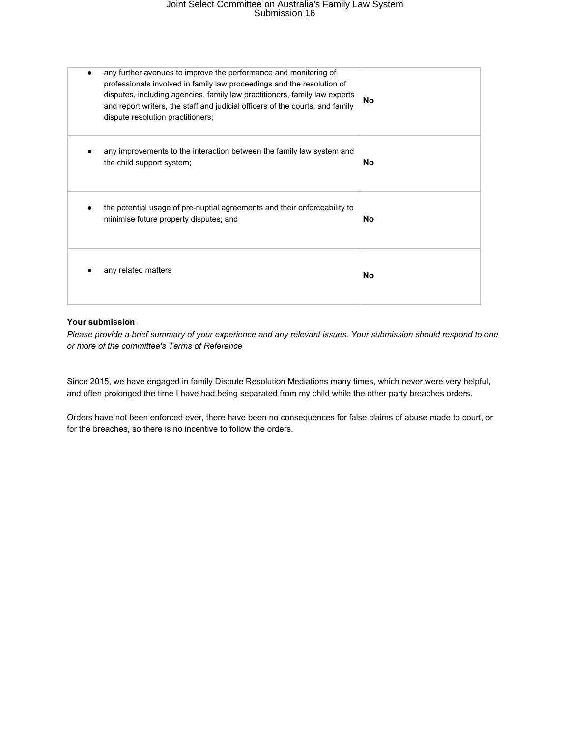| | |
|---|---|
| • any further avenues to improve the performance and monitoring of professionals involved in family law proceedings and the resolution of disputes, including agencies, family law practitioners, family law experts and report writers, the staff and judicial officers of the courts, and family dispute resolution practitioners; | **No** |
| • any improvements to the interaction between the family law system and the child support system; | **No** |
| • the potential usage of pre-nuptial agreements and their enforceability to minimise future property disputes; and | **No** |
| • any related matters | **No** |

**Your submission**

*Please provide a brief summary of your experience and any relevant issues. Your submission should respond to one or more of the committee's Terms of Reference*

Since 2015, we have engaged in family Dispute Resolution Mediations many times, which never were very helpful, and often prolonged the time I have had being separated from my child while the other party breaches orders.

Orders have not been enforced ever, there have been no consequences for false claims of abuse made to court, or for the breaches, so there is no incentive to follow the orders.